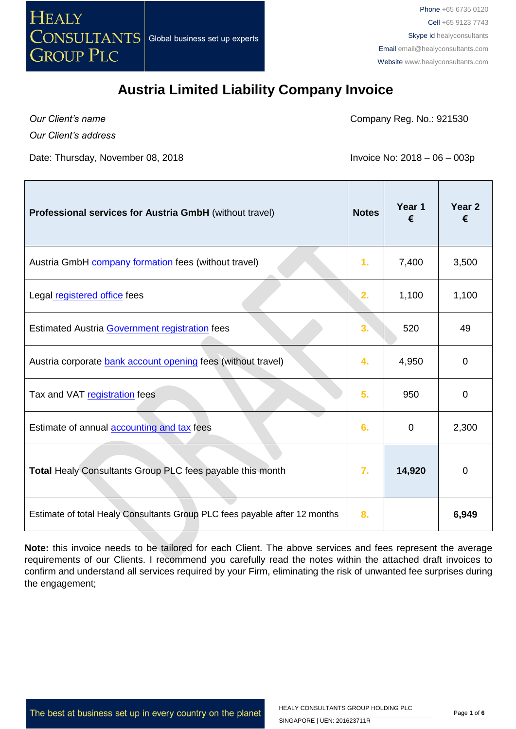HEALY CONSULTANTS GROUP PLC — Global business set up experts

Phone +65 6735 0120
Cell +65 9123 7743
Skype id healyconsultants
Email email@healyconsultants.com
Website www.healyconsultants.com

# Austria Limited Liability Company Invoice

*Our Client's name*
*Our Client's address*

Company Reg. No.: 921530

Date: Thursday, November 08, 2018

Invoice No: 2018 – 06 – 003p

| **Professional services for Austria GmbH** (without travel) | **Notes** | **Year 1 €** | **Year 2 €** |
|---|---|---|---|
| Austria GmbH company formation fees (without travel) | 1. | 7,400 | 3,500 |
| Legal registered office fees | 2. | 1,100 | 1,100 |
| Estimated Austria Government registration fees | 3. | 520 | 49 |
| Austria corporate bank account opening fees (without travel) | 4. | 4,950 | 0 |
| Tax and VAT registration fees | 5. | 950 | 0 |
| Estimate of annual accounting and tax fees | 6. | 0 | 2,300 |
| **Total** Healy Consultants Group PLC fees payable this month | 7. | **14,920** | 0 |
| Estimate of total Healy Consultants Group PLC fees payable after 12 months | 8. | | **6,949** |

**Note:** this invoice needs to be tailored for each Client. The above services and fees represent the average requirements of our Clients. I recommend you carefully read the notes within the attached draft invoices to confirm and understand all services required by your Firm, eliminating the risk of unwanted fee surprises during the engagement;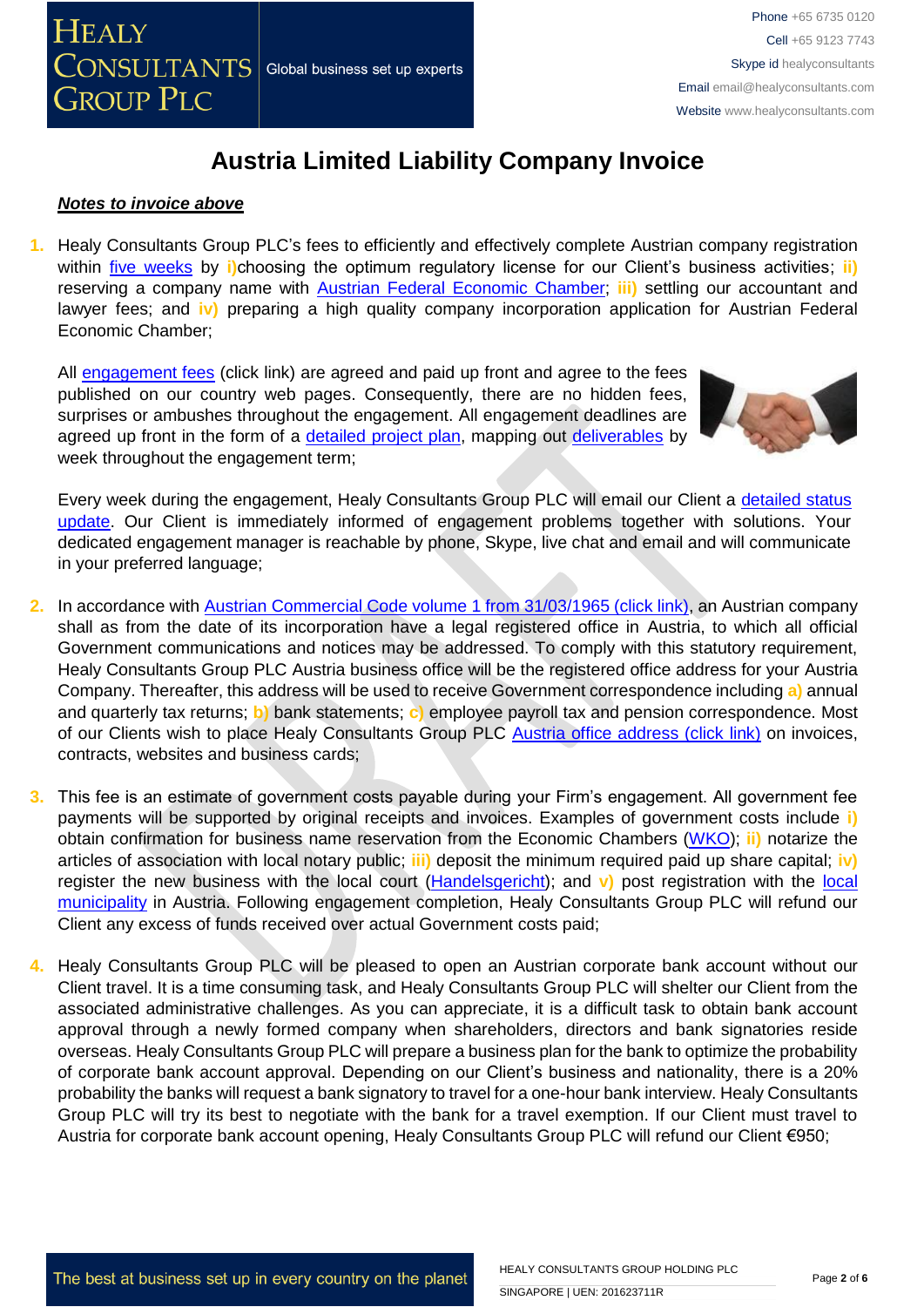# Austria Limited Liability Company Invoice

***Notes to invoice above***

1. Healy Consultants Group PLC's fees to efficiently and effectively complete Austrian company registration within five weeks by i) choosing the optimum regulatory license for our Client's business activities; ii) reserving a company name with Austrian Federal Economic Chamber; iii) settling our accountant and lawyer fees; and iv) preparing a high quality company incorporation application for Austrian Federal Economic Chamber;

   All engagement fees (click link) are agreed and paid up front and agree to the fees published on our country web pages. Consequently, there are no hidden fees, surprises or ambushes throughout the engagement. All engagement deadlines are agreed up front in the form of a detailed project plan, mapping out deliverables by week throughout the engagement term;

   Every week during the engagement, Healy Consultants Group PLC will email our Client a detailed status update. Our Client is immediately informed of engagement problems together with solutions. Your dedicated engagement manager is reachable by phone, Skype, live chat and email and will communicate in your preferred language;

2. In accordance with Austrian Commercial Code volume 1 from 31/03/1965 (click link), an Austrian company shall as from the date of its incorporation have a legal registered office in Austria, to which all official Government communications and notices may be addressed. To comply with this statutory requirement, Healy Consultants Group PLC Austria business office will be the registered office address for your Austria Company. Thereafter, this address will be used to receive Government correspondence including a) annual and quarterly tax returns; b) bank statements; c) employee payroll tax and pension correspondence. Most of our Clients wish to place Healy Consultants Group PLC Austria office address (click link) on invoices, contracts, websites and business cards;

3. This fee is an estimate of government costs payable during your Firm's engagement. All government fee payments will be supported by original receipts and invoices. Examples of government costs include i) obtain confirmation for business name reservation from the Economic Chambers (WKO); ii) notarize the articles of association with local notary public; iii) deposit the minimum required paid up share capital; iv) register the new business with the local court (Handelsgericht); and v) post registration with the local municipality in Austria. Following engagement completion, Healy Consultants Group PLC will refund our Client any excess of funds received over actual Government costs paid;

4. Healy Consultants Group PLC will be pleased to open an Austrian corporate bank account without our Client travel. It is a time consuming task, and Healy Consultants Group PLC will shelter our Client from the associated administrative challenges. As you can appreciate, it is a difficult task to obtain bank account approval through a newly formed company when shareholders, directors and bank signatories reside overseas. Healy Consultants Group PLC will prepare a business plan for the bank to optimize the probability of corporate bank account approval. Depending on our Client's business and nationality, there is a 20% probability the banks will request a bank signatory to travel for a one-hour bank interview. Healy Consultants Group PLC will try its best to negotiate with the bank for a travel exemption. If our Client must travel to Austria for corporate bank account opening, Healy Consultants Group PLC will refund our Client €950;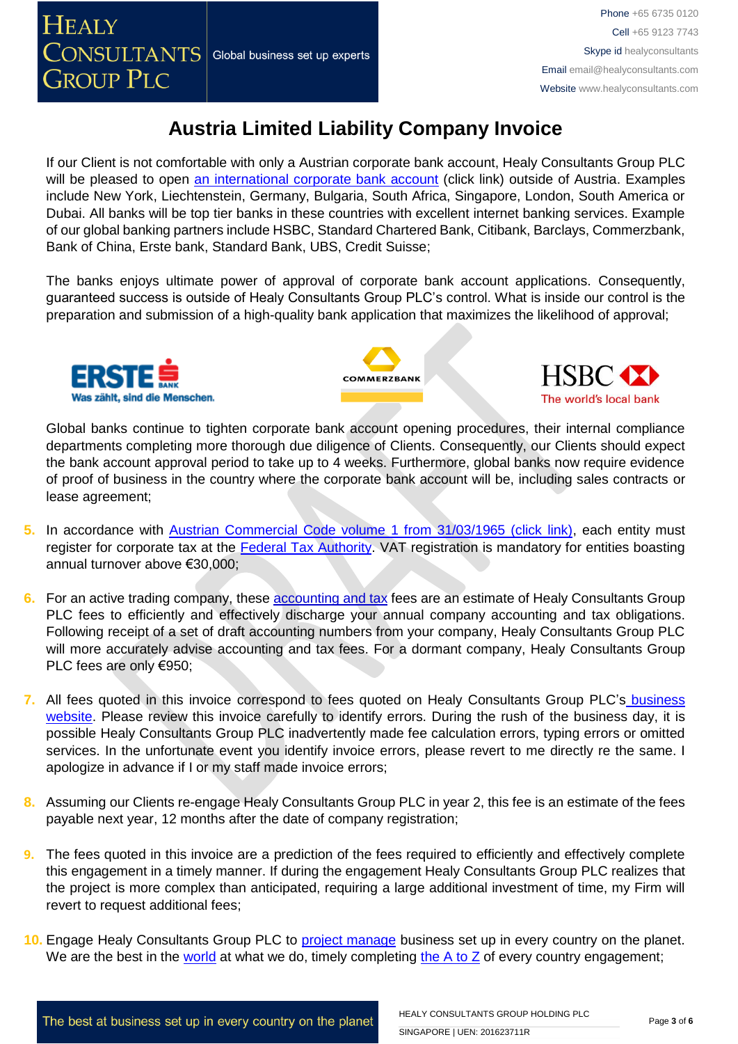# Austria Limited Liability Company Invoice

If our Client is not comfortable with only a Austrian corporate bank account, Healy Consultants Group PLC will be pleased to open an international corporate bank account (click link) outside of Austria. Examples include New York, Liechtenstein, Germany, Bulgaria, South Africa, Singapore, London, South America or Dubai. All banks will be top tier banks in these countries with excellent internet banking services. Example of our global banking partners include HSBC, Standard Chartered Bank, Citibank, Barclays, Commerzbank, Bank of China, Erste bank, Standard Bank, UBS, Credit Suisse;

The banks enjoys ultimate power of approval of corporate bank account applications. Consequently, guaranteed success is outside of Healy Consultants Group PLC's control. What is inside our control is the preparation and submission of a high-quality bank application that maximizes the likelihood of approval;

Global banks continue to tighten corporate bank account opening procedures, their internal compliance departments completing more thorough due diligence of Clients. Consequently, our Clients should expect the bank account approval period to take up to 4 weeks. Furthermore, global banks now require evidence of proof of business in the country where the corporate bank account will be, including sales contracts or lease agreement;

5. In accordance with Austrian Commercial Code volume 1 from 31/03/1965 (click link), each entity must register for corporate tax at the Federal Tax Authority. VAT registration is mandatory for entities boasting annual turnover above €30,000;

6. For an active trading company, these accounting and tax fees are an estimate of Healy Consultants Group PLC fees to efficiently and effectively discharge your annual company accounting and tax obligations. Following receipt of a set of draft accounting numbers from your company, Healy Consultants Group PLC will more accurately advise accounting and tax fees. For a dormant company, Healy Consultants Group PLC fees are only €950;

7. All fees quoted in this invoice correspond to fees quoted on Healy Consultants Group PLC's business website. Please review this invoice carefully to identify errors. During the rush of the business day, it is possible Healy Consultants Group PLC inadvertently made fee calculation errors, typing errors or omitted services. In the unfortunate event you identify invoice errors, please revert to me directly re the same. I apologize in advance if I or my staff made invoice errors;

8. Assuming our Clients re-engage Healy Consultants Group PLC in year 2, this fee is an estimate of the fees payable next year, 12 months after the date of company registration;

9. The fees quoted in this invoice are a prediction of the fees required to efficiently and effectively complete this engagement in a timely manner. If during the engagement Healy Consultants Group PLC realizes that the project is more complex than anticipated, requiring a large additional investment of time, my Firm will revert to request additional fees;

10. Engage Healy Consultants Group PLC to project manage business set up in every country on the planet. We are the best in the world at what we do, timely completing the A to Z of every country engagement;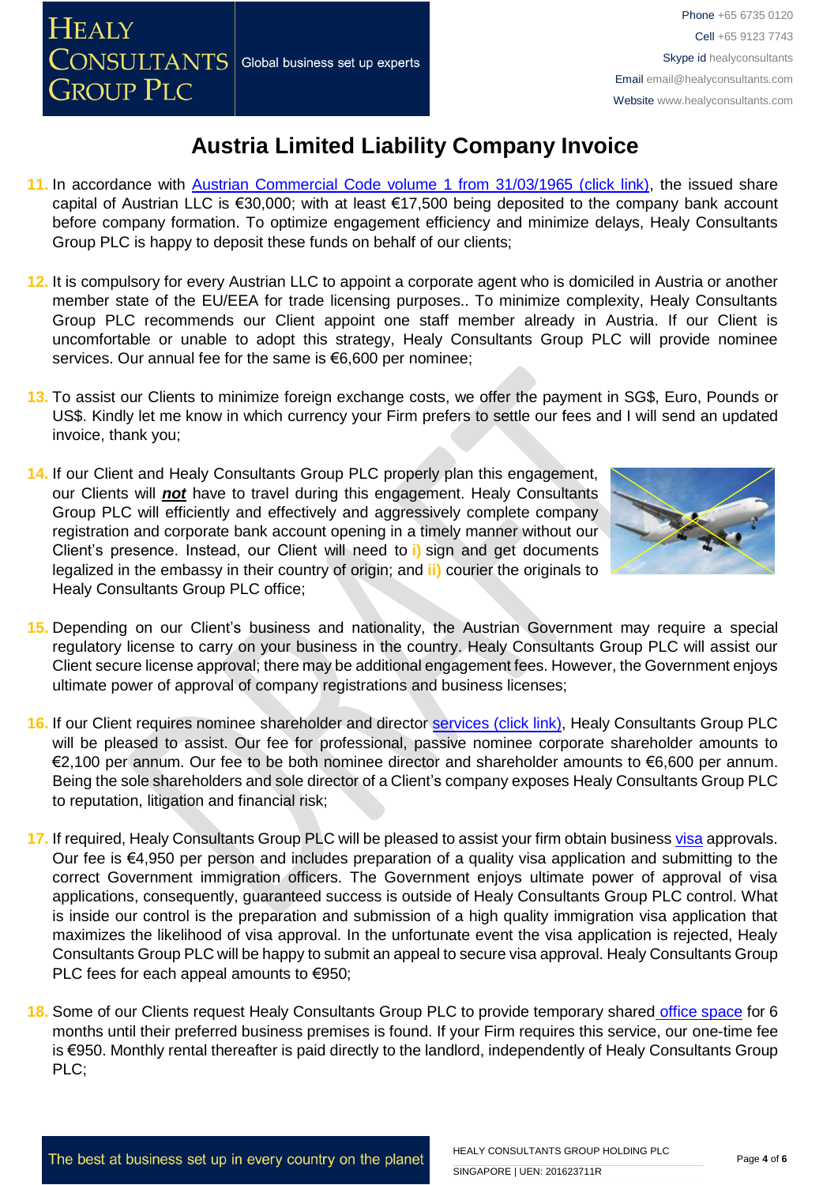# Austria Limited Liability Company Invoice

11. In accordance with [Austrian Commercial Code volume 1 from 31/03/1965 (click link)](), the issued share capital of Austrian LLC is €30,000; with at least €17,500 being deposited to the company bank account before company formation. To optimize engagement efficiency and minimize delays, Healy Consultants Group PLC is happy to deposit these funds on behalf of our clients;

12. It is compulsory for every Austrian LLC to appoint a corporate agent who is domiciled in Austria or another member state of the EU/EEA for trade licensing purposes.. To minimize complexity, Healy Consultants Group PLC recommends our Client appoint one staff member already in Austria. If our Client is uncomfortable or unable to adopt this strategy, Healy Consultants Group PLC will provide nominee services. Our annual fee for the same is €6,600 per nominee;

13. To assist our Clients to minimize foreign exchange costs, we offer the payment in SG$, Euro, Pounds or US$. Kindly let me know in which currency your Firm prefers to settle our fees and I will send an updated invoice, thank you;

14. If our Client and Healy Consultants Group PLC properly plan this engagement, our Clients will ***not*** have to travel during this engagement. Healy Consultants Group PLC will efficiently and effectively and aggressively complete company registration and corporate bank account opening in a timely manner without our Client's presence. Instead, our Client will need to **i)** sign and get documents legalized in the embassy in their country of origin; and **ii)** courier the originals to Healy Consultants Group PLC office;

15. Depending on our Client's business and nationality, the Austrian Government may require a special regulatory license to carry on your business in the country. Healy Consultants Group PLC will assist our Client secure license approval; there may be additional engagement fees. However, the Government enjoys ultimate power of approval of company registrations and business licenses;

16. If our Client requires nominee shareholder and director [services (click link)](), Healy Consultants Group PLC will be pleased to assist. Our fee for professional, passive nominee corporate shareholder amounts to €2,100 per annum. Our fee to be both nominee director and shareholder amounts to €6,600 per annum. Being the sole shareholders and sole director of a Client's company exposes Healy Consultants Group PLC to reputation, litigation and financial risk;

17. If required, Healy Consultants Group PLC will be pleased to assist your firm obtain business [visa]() approvals. Our fee is €4,950 per person and includes preparation of a quality visa application and submitting to the correct Government immigration officers. The Government enjoys ultimate power of approval of visa applications, consequently, guaranteed success is outside of Healy Consultants Group PLC control. What is inside our control is the preparation and submission of a high quality immigration visa application that maximizes the likelihood of visa approval. In the unfortunate event the visa application is rejected, Healy Consultants Group PLC will be happy to submit an appeal to secure visa approval. Healy Consultants Group PLC fees for each appeal amounts to €950;

18. Some of our Clients request Healy Consultants Group PLC to provide temporary shared [office space]() for 6 months until their preferred business premises is found. If your Firm requires this service, our one-time fee is €950. Monthly rental thereafter is paid directly to the landlord, independently of Healy Consultants Group PLC;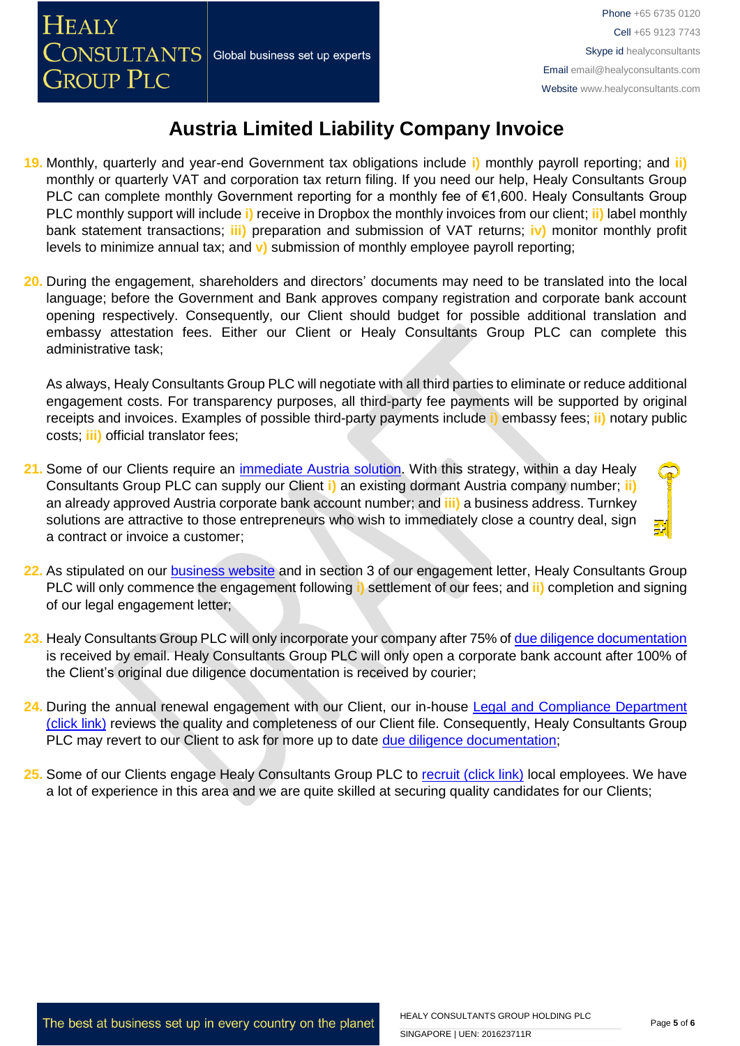# Austria Limited Liability Company Invoice

19. Monthly, quarterly and year-end Government tax obligations include i) monthly payroll reporting; and ii) monthly or quarterly VAT and corporation tax return filing. If you need our help, Healy Consultants Group PLC can complete monthly Government reporting for a monthly fee of €1,600. Healy Consultants Group PLC monthly support will include i) receive in Dropbox the monthly invoices from our client; ii) label monthly bank statement transactions; iii) preparation and submission of VAT returns; iv) monitor monthly profit levels to minimize annual tax; and v) submission of monthly employee payroll reporting;

20. During the engagement, shareholders and directors' documents may need to be translated into the local language; before the Government and Bank approves company registration and corporate bank account opening respectively. Consequently, our Client should budget for possible additional translation and embassy attestation fees. Either our Client or Healy Consultants Group PLC can complete this administrative task;

    As always, Healy Consultants Group PLC will negotiate with all third parties to eliminate or reduce additional engagement costs. For transparency purposes, all third-party fee payments will be supported by original receipts and invoices. Examples of possible third-party payments include i) embassy fees; ii) notary public costs; iii) official translator fees;

21. Some of our Clients require an immediate Austria solution. With this strategy, within a day Healy Consultants Group PLC can supply our Client i) an existing dormant Austria company number; ii) an already approved Austria corporate bank account number; and iii) a business address. Turnkey solutions are attractive to those entrepreneurs who wish to immediately close a country deal, sign a contract or invoice a customer;

22. As stipulated on our business website and in section 3 of our engagement letter, Healy Consultants Group PLC will only commence the engagement following i) settlement of our fees; and ii) completion and signing of our legal engagement letter;

23. Healy Consultants Group PLC will only incorporate your company after 75% of due diligence documentation is received by email. Healy Consultants Group PLC will only open a corporate bank account after 100% of the Client's original due diligence documentation is received by courier;

24. During the annual renewal engagement with our Client, our in-house Legal and Compliance Department (click link) reviews the quality and completeness of our Client file. Consequently, Healy Consultants Group PLC may revert to our Client to ask for more up to date due diligence documentation;

25. Some of our Clients engage Healy Consultants Group PLC to recruit (click link) local employees. We have a lot of experience in this area and we are quite skilled at securing quality candidates for our Clients;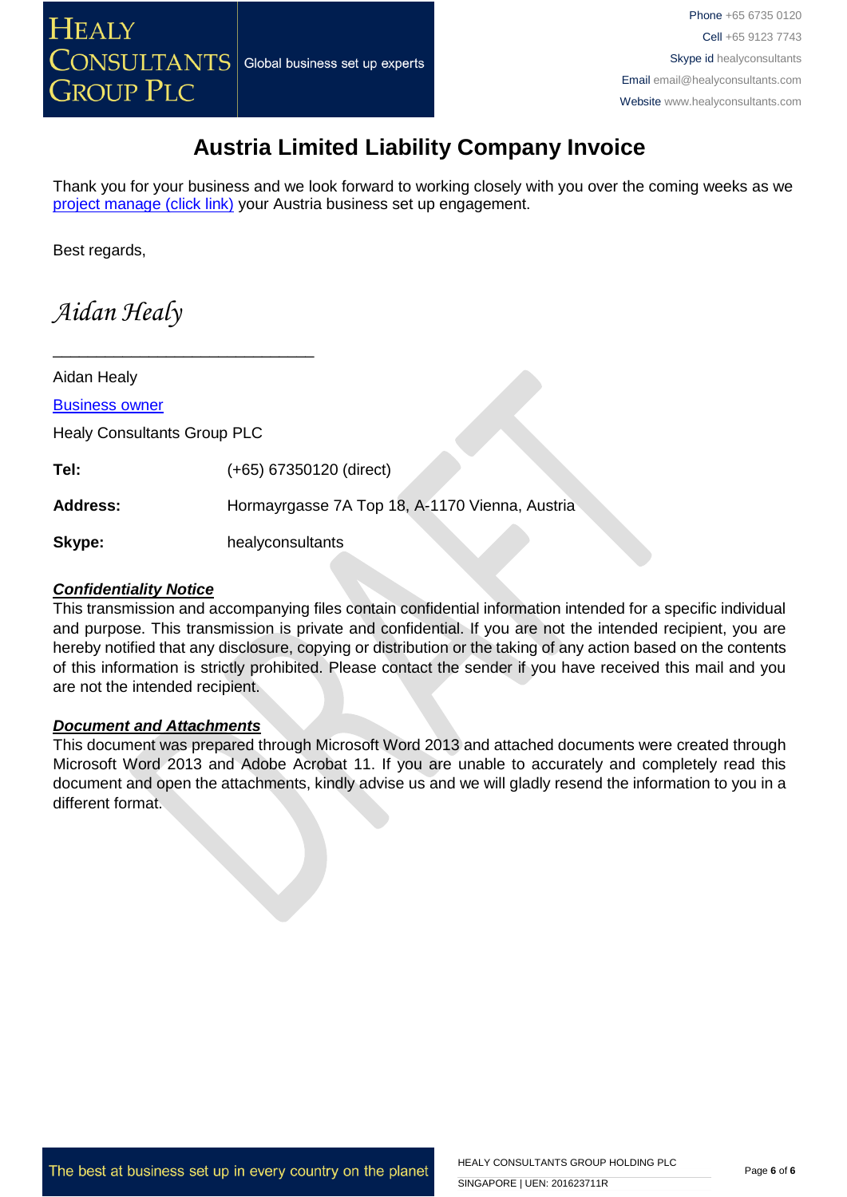# Austria Limited Liability Company Invoice

Thank you for your business and we look forward to working closely with you over the coming weeks as we project manage (click link) your Austria business set up engagement.

Best regards,

*Aidan Healy*

______________________________

Aidan Healy

Business owner

Healy Consultants Group PLC

| | |
|---|---|
| **Tel:** | (+65) 67350120 (direct) |
| **Address:** | Hormayrgasse 7A Top 18, A-1170 Vienna, Austria |
| **Skype:** | healyconsultants |

***Confidentiality Notice***

This transmission and accompanying files contain confidential information intended for a specific individual and purpose. This transmission is private and confidential. If you are not the intended recipient, you are hereby notified that any disclosure, copying or distribution or the taking of any action based on the contents of this information is strictly prohibited. Please contact the sender if you have received this mail and you are not the intended recipient.

***Document and Attachments***

This document was prepared through Microsoft Word 2013 and attached documents were created through Microsoft Word 2013 and Adobe Acrobat 11. If you are unable to accurately and completely read this document and open the attachments, kindly advise us and we will gladly resend the information to you in a different format.